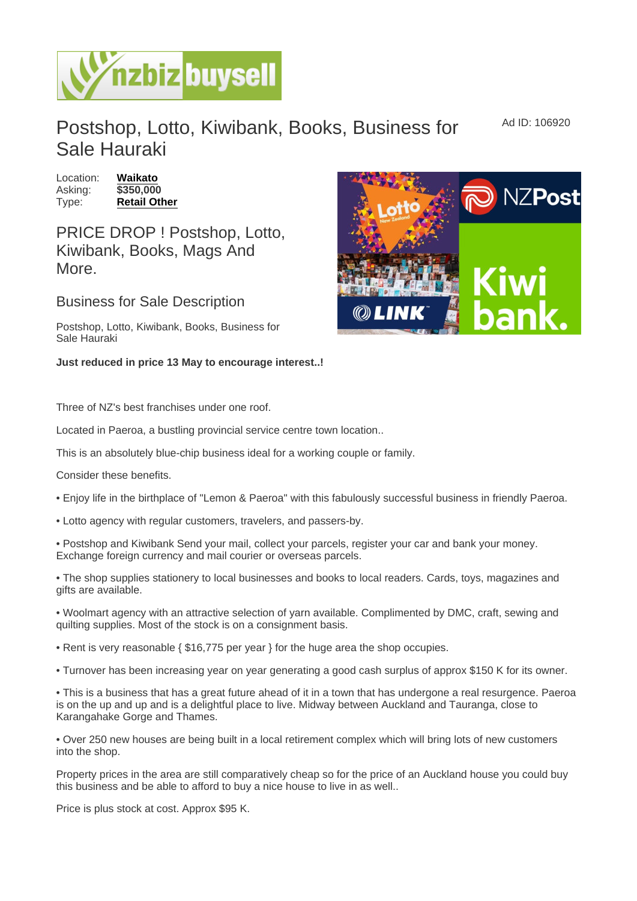# Postshop, Lotto, Kiwibank, Books, Business for Sale Hauraki

Ad ID: 106920

Location: **Waikato**
Asking: **$350,000**
Type: **Retail Other**

## PRICE DROP ! Postshop, Lotto, Kiwibank, Books, Mags And More.

### Business for Sale Description

Postshop, Lotto, Kiwibank, Books, Business for Sale Hauraki

**Just reduced in price 13 May to encourage interest..!**

Three of NZ's best franchises under one roof.

Located in Paeroa, a bustling provincial service centre town location..

This is an absolutely blue-chip business ideal for a working couple or family.

Consider these benefits.

• Enjoy life in the birthplace of "Lemon & Paeroa" with this fabulously successful business in friendly Paeroa.

• Lotto agency with regular customers, travelers, and passers-by.

• Postshop and Kiwibank Send your mail, collect your parcels, register your car and bank your money. Exchange foreign currency and mail courier or overseas parcels.

• The shop supplies stationery to local businesses and books to local readers. Cards, toys, magazines and gifts are available.

• Woolmart agency with an attractive selection of yarn available. Complimented by DMC, craft, sewing and quilting supplies. Most of the stock is on a consignment basis.

• Rent is very reasonable { $16,775 per year } for the huge area the shop occupies.

• Turnover has been increasing year on year generating a good cash surplus of approx $150 K for its owner.

• This is a business that has a great future ahead of it in a town that has undergone a real resurgence. Paeroa is on the up and up and is a delightful place to live. Midway between Auckland and Tauranga, close to Karangahake Gorge and Thames.

• Over 250 new houses are being built in a local retirement complex which will bring lots of new customers into the shop.

Property prices in the area are still comparatively cheap so for the price of an Auckland house you could buy this business and be able to afford to buy a nice house to live in as well..

Price is plus stock at cost. Approx $95 K.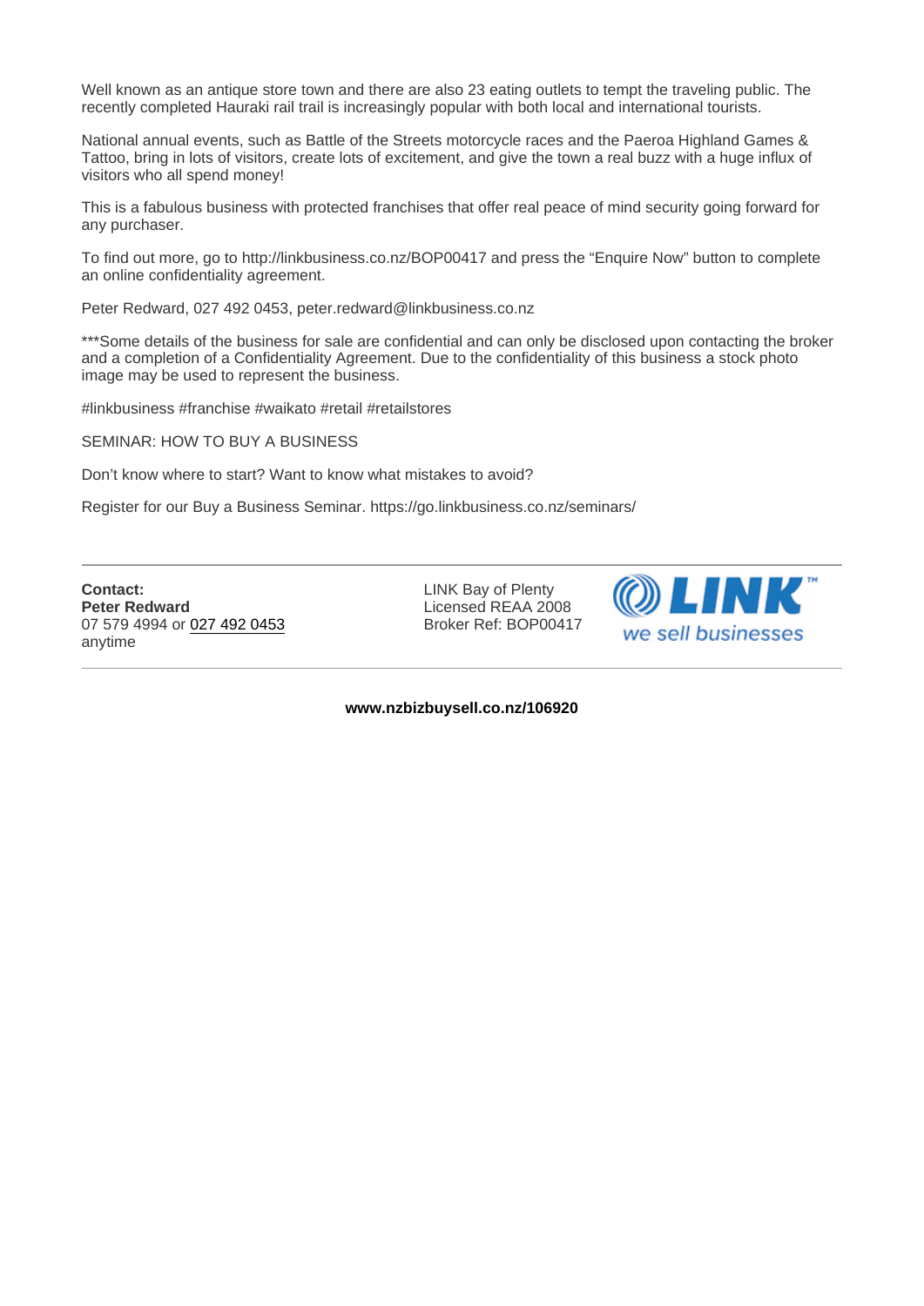Well known as an antique store town and there are also 23 eating outlets to tempt the traveling public. The recently completed Hauraki rail trail is increasingly popular with both local and international tourists.

National annual events, such as Battle of the Streets motorcycle races and the Paeroa Highland Games & Tattoo, bring in lots of visitors, create lots of excitement, and give the town a real buzz with a huge influx of visitors who all spend money!

This is a fabulous business with protected franchises that offer real peace of mind security going forward for any purchaser.

To find out more, go to http://linkbusiness.co.nz/BOP00417 and press the "Enquire Now" button to complete an online confidentiality agreement.

Peter Redward, 027 492 0453, peter.redward@linkbusiness.co.nz

***Some details of the business for sale are confidential and can only be disclosed upon contacting the broker and a completion of a Confidentiality Agreement. Due to the confidentiality of this business a stock photo image may be used to represent the business.

#linkbusiness #franchise #waikato #retail #retailstores

SEMINAR: HOW TO BUY A BUSINESS

Don't know where to start? Want to know what mistakes to avoid?

Register for our Buy a Business Seminar. https://go.linkbusiness.co.nz/seminars/

---

**Contact:**
**Peter Redward**
07 579 4994 or 027 492 0453
anytime

LINK Bay of Plenty
Licensed REAA 2008
Broker Ref: BOP00417

LINK™ we sell businesses

---

**www.nzbizbuysell.co.nz/106920**